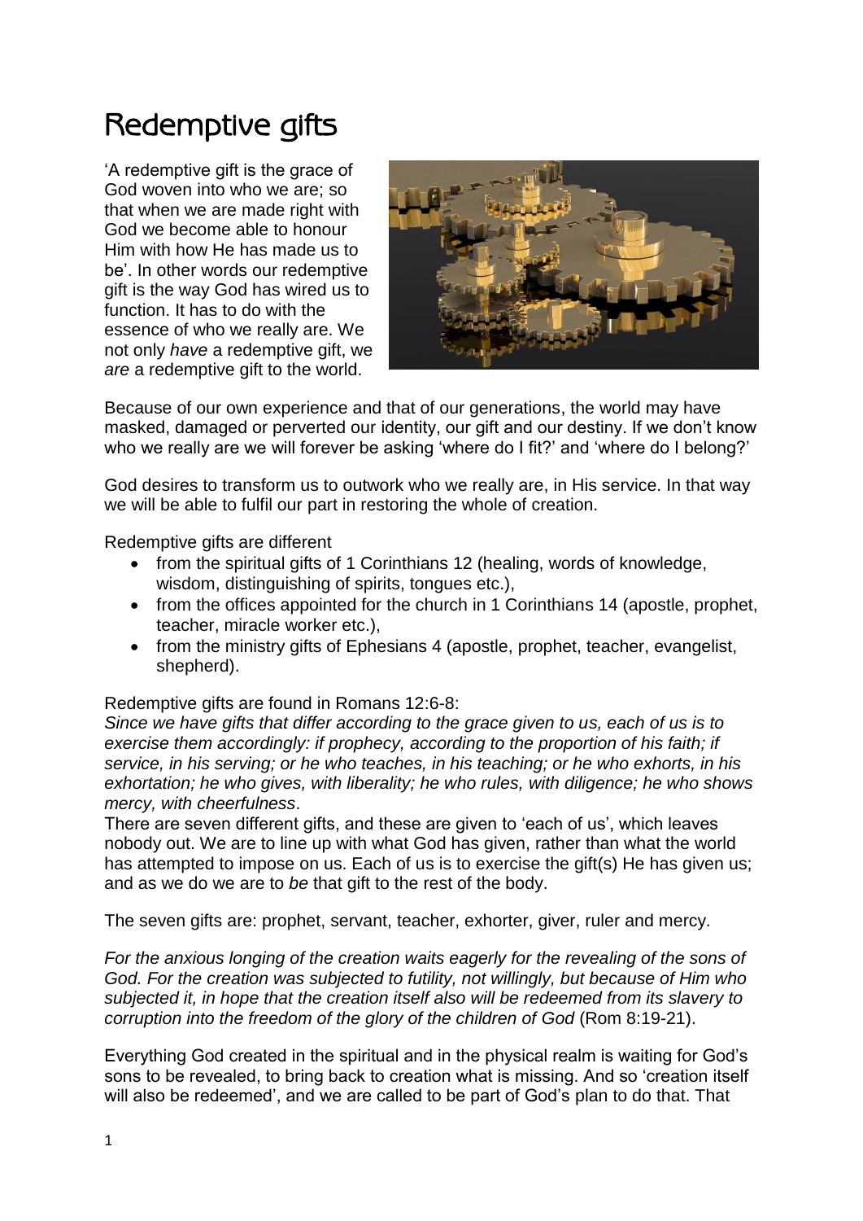# Redemptive gifts

'A redemptive gift is the grace of God woven into who we are; so that when we are made right with God we become able to honour Him with how He has made us to be'. In other words our redemptive gift is the way God has wired us to function. It has to do with the essence of who we really are. We not only *have* a redemptive gift, we *are* a redemptive gift to the world.

Because of our own experience and that of our generations, the world may have masked, damaged or perverted our identity, our gift and our destiny. If we don't know who we really are we will forever be asking 'where do I fit?' and 'where do I belong?'

God desires to transform us to outwork who we really are, in His service. In that way we will be able to fulfil our part in restoring the whole of creation.

Redemptive gifts are different

- from the spiritual gifts of 1 Corinthians 12 (healing, words of knowledge, wisdom, distinguishing of spirits, tongues etc.),
- from the offices appointed for the church in 1 Corinthians 14 (apostle, prophet, teacher, miracle worker etc.),
- from the ministry gifts of Ephesians 4 (apostle, prophet, teacher, evangelist, shepherd).

Redemptive gifts are found in Romans 12:6-8:

*Since we have gifts that differ according to the grace given to us, each of us is to exercise them accordingly: if prophecy, according to the proportion of his faith; if service, in his serving; or he who teaches, in his teaching; or he who exhorts, in his exhortation; he who gives, with liberality; he who rules, with diligence; he who shows mercy, with cheerfulness*.

There are seven different gifts, and these are given to 'each of us', which leaves nobody out. We are to line up with what God has given, rather than what the world has attempted to impose on us. Each of us is to exercise the gift(s) He has given us; and as we do we are to *be* that gift to the rest of the body.

The seven gifts are: prophet, servant, teacher, exhorter, giver, ruler and mercy.

*For the anxious longing of the creation waits eagerly for the revealing of the sons of God. For the creation was subjected to futility, not willingly, but because of Him who subjected it, in hope that the creation itself also will be redeemed from its slavery to corruption into the freedom of the glory of the children of God* (Rom 8:19-21).

Everything God created in the spiritual and in the physical realm is waiting for God's sons to be revealed, to bring back to creation what is missing. And so 'creation itself will also be redeemed', and we are called to be part of God's plan to do that. That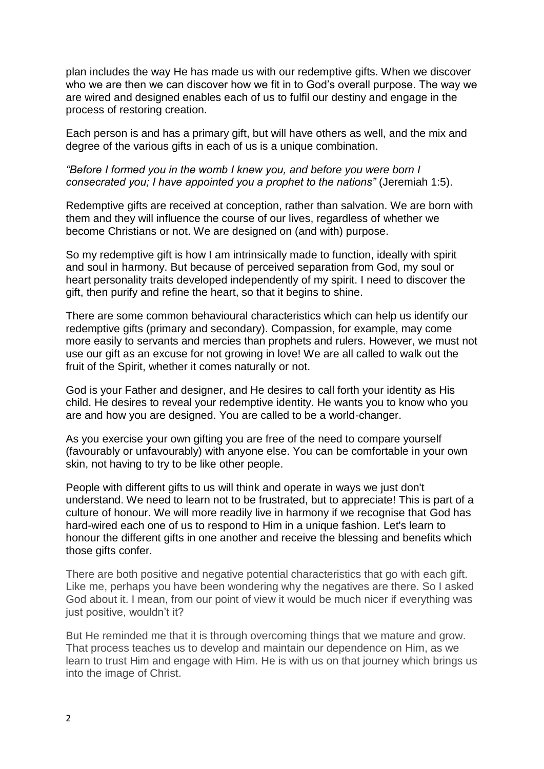plan includes the way He has made us with our redemptive gifts. When we discover who we are then we can discover how we fit in to God's overall purpose. The way we are wired and designed enables each of us to fulfil our destiny and engage in the process of restoring creation.

Each person is and has a primary gift, but will have others as well, and the mix and degree of the various gifts in each of us is a unique combination.

*"Before I formed you in the womb I knew you, and before you were born I consecrated you; I have appointed you a prophet to the nations"* (Jeremiah 1:5).

Redemptive gifts are received at conception, rather than salvation. We are born with them and they will influence the course of our lives, regardless of whether we become Christians or not. We are designed on (and with) purpose.

So my redemptive gift is how I am intrinsically made to function, ideally with spirit and soul in harmony. But because of perceived separation from God, my soul or heart personality traits developed independently of my spirit. I need to discover the gift, then purify and refine the heart, so that it begins to shine.

There are some common behavioural characteristics which can help us identify our redemptive gifts (primary and secondary). Compassion, for example, may come more easily to servants and mercies than prophets and rulers. However, we must not use our gift as an excuse for not growing in love! We are all called to walk out the fruit of the Spirit, whether it comes naturally or not.

God is your Father and designer, and He desires to call forth your identity as His child. He desires to reveal your redemptive identity. He wants you to know who you are and how you are designed. You are called to be a world-changer.

As you exercise your own gifting you are free of the need to compare yourself (favourably or unfavourably) with anyone else. You can be comfortable in your own skin, not having to try to be like other people.

People with different gifts to us will think and operate in ways we just don't understand. We need to learn not to be frustrated, but to appreciate! This is part of a culture of honour. We will more readily live in harmony if we recognise that God has hard-wired each one of us to respond to Him in a unique fashion. Let's learn to honour the different gifts in one another and receive the blessing and benefits which those gifts confer.

There are both positive and negative potential characteristics that go with each gift. Like me, perhaps you have been wondering why the negatives are there. So I asked God about it. I mean, from our point of view it would be much nicer if everything was just positive, wouldn't it?

But He reminded me that it is through overcoming things that we mature and grow. That process teaches us to develop and maintain our dependence on Him, as we learn to trust Him and engage with Him. He is with us on that journey which brings us into the image of Christ.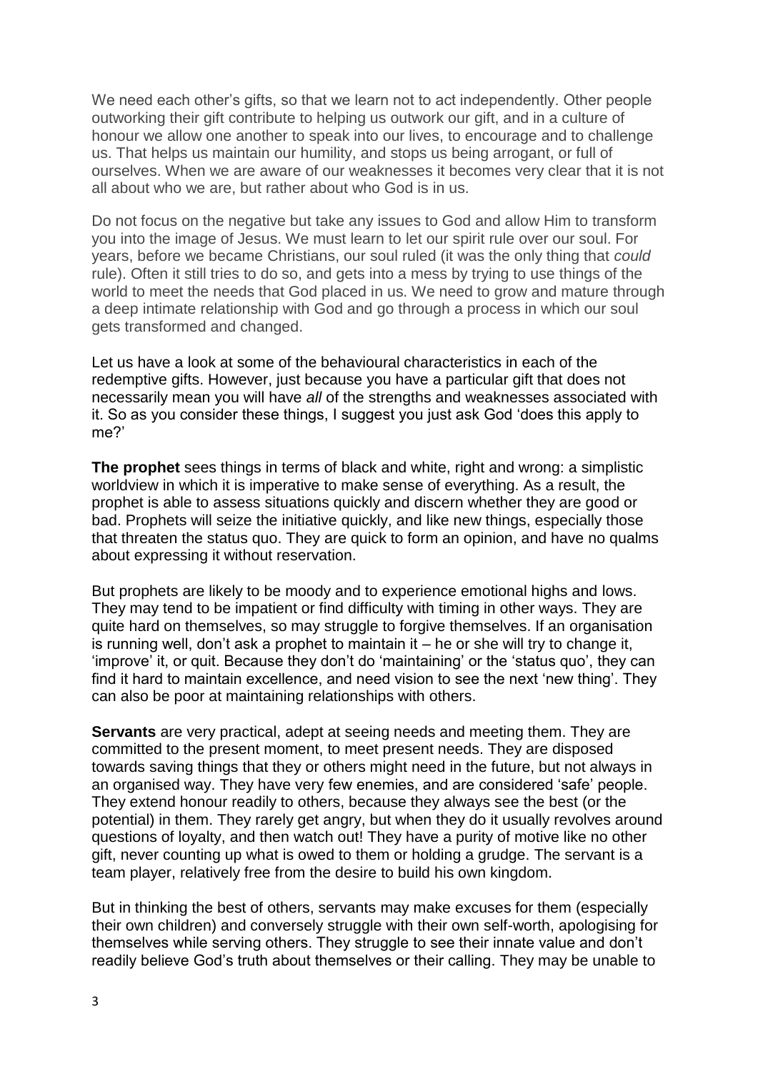We need each other's gifts, so that we learn not to act independently. Other people outworking their gift contribute to helping us outwork our gift, and in a culture of honour we allow one another to speak into our lives, to encourage and to challenge us. That helps us maintain our humility, and stops us being arrogant, or full of ourselves. When we are aware of our weaknesses it becomes very clear that it is not all about who we are, but rather about who God is in us.

Do not focus on the negative but take any issues to God and allow Him to transform you into the image of Jesus. We must learn to let our spirit rule over our soul. For years, before we became Christians, our soul ruled (it was the only thing that *could* rule). Often it still tries to do so, and gets into a mess by trying to use things of the world to meet the needs that God placed in us. We need to grow and mature through a deep intimate relationship with God and go through a process in which our soul gets transformed and changed.

Let us have a look at some of the behavioural characteristics in each of the redemptive gifts. However, just because you have a particular gift that does not necessarily mean you will have *all* of the strengths and weaknesses associated with it. So as you consider these things, I suggest you just ask God 'does this apply to me?'

**The prophet** sees things in terms of black and white, right and wrong: a simplistic worldview in which it is imperative to make sense of everything. As a result, the prophet is able to assess situations quickly and discern whether they are good or bad. Prophets will seize the initiative quickly, and like new things, especially those that threaten the status quo. They are quick to form an opinion, and have no qualms about expressing it without reservation.

But prophets are likely to be moody and to experience emotional highs and lows. They may tend to be impatient or find difficulty with timing in other ways. They are quite hard on themselves, so may struggle to forgive themselves. If an organisation is running well, don't ask a prophet to maintain it – he or she will try to change it, 'improve' it, or quit. Because they don't do 'maintaining' or the 'status quo', they can find it hard to maintain excellence, and need vision to see the next 'new thing'. They can also be poor at maintaining relationships with others.

**Servants** are very practical, adept at seeing needs and meeting them. They are committed to the present moment, to meet present needs. They are disposed towards saving things that they or others might need in the future, but not always in an organised way. They have very few enemies, and are considered 'safe' people. They extend honour readily to others, because they always see the best (or the potential) in them. They rarely get angry, but when they do it usually revolves around questions of loyalty, and then watch out! They have a purity of motive like no other gift, never counting up what is owed to them or holding a grudge. The servant is a team player, relatively free from the desire to build his own kingdom.

But in thinking the best of others, servants may make excuses for them (especially their own children) and conversely struggle with their own self-worth, apologising for themselves while serving others. They struggle to see their innate value and don't readily believe God's truth about themselves or their calling. They may be unable to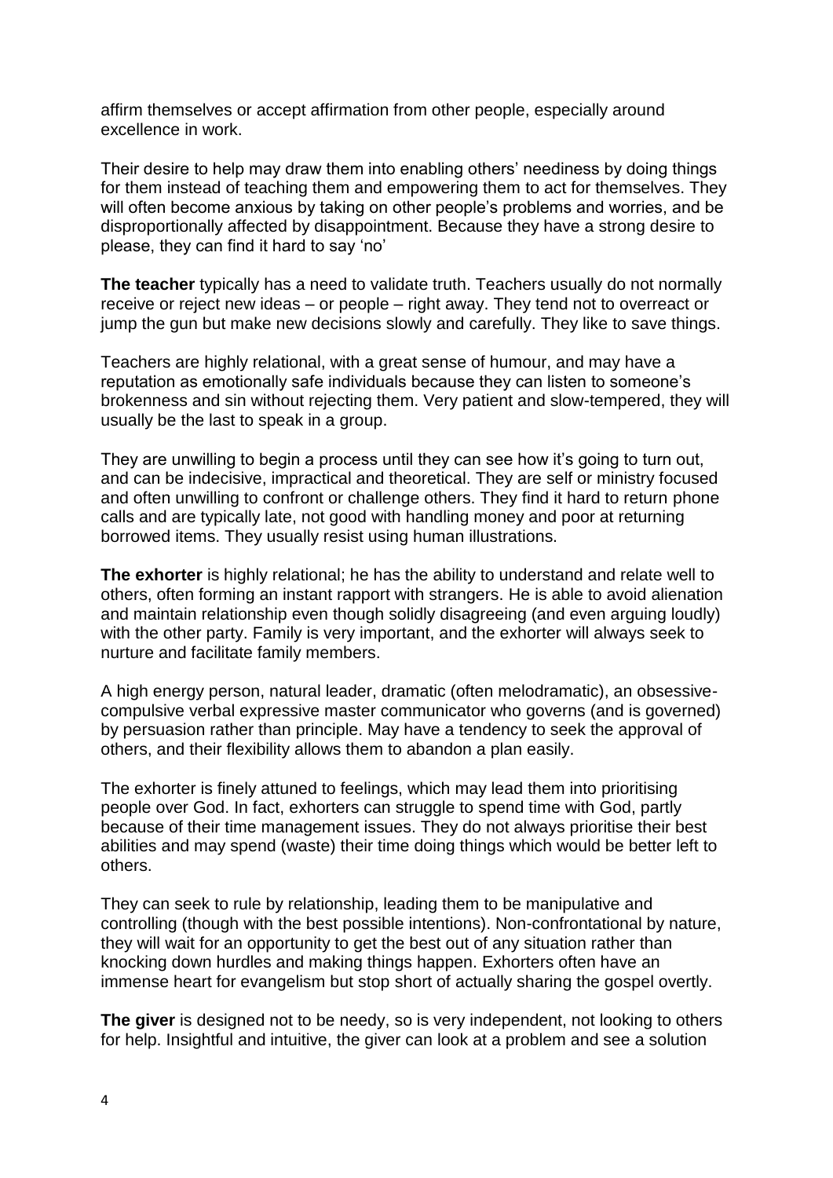affirm themselves or accept affirmation from other people, especially around excellence in work.

Their desire to help may draw them into enabling others' neediness by doing things for them instead of teaching them and empowering them to act for themselves. They will often become anxious by taking on other people's problems and worries, and be disproportionally affected by disappointment. Because they have a strong desire to please, they can find it hard to say 'no'

**The teacher** typically has a need to validate truth. Teachers usually do not normally receive or reject new ideas – or people – right away. They tend not to overreact or jump the gun but make new decisions slowly and carefully. They like to save things.

Teachers are highly relational, with a great sense of humour, and may have a reputation as emotionally safe individuals because they can listen to someone's brokenness and sin without rejecting them. Very patient and slow-tempered, they will usually be the last to speak in a group.

They are unwilling to begin a process until they can see how it's going to turn out, and can be indecisive, impractical and theoretical. They are self or ministry focused and often unwilling to confront or challenge others. They find it hard to return phone calls and are typically late, not good with handling money and poor at returning borrowed items. They usually resist using human illustrations.

**The exhorter** is highly relational; he has the ability to understand and relate well to others, often forming an instant rapport with strangers. He is able to avoid alienation and maintain relationship even though solidly disagreeing (and even arguing loudly) with the other party. Family is very important, and the exhorter will always seek to nurture and facilitate family members.

A high energy person, natural leader, dramatic (often melodramatic), an obsessive-compulsive verbal expressive master communicator who governs (and is governed) by persuasion rather than principle. May have a tendency to seek the approval of others, and their flexibility allows them to abandon a plan easily.

The exhorter is finely attuned to feelings, which may lead them into prioritising people over God. In fact, exhorters can struggle to spend time with God, partly because of their time management issues. They do not always prioritise their best abilities and may spend (waste) their time doing things which would be better left to others.

They can seek to rule by relationship, leading them to be manipulative and controlling (though with the best possible intentions). Non-confrontational by nature, they will wait for an opportunity to get the best out of any situation rather than knocking down hurdles and making things happen. Exhorters often have an immense heart for evangelism but stop short of actually sharing the gospel overtly.

**The giver** is designed not to be needy, so is very independent, not looking to others for help. Insightful and intuitive, the giver can look at a problem and see a solution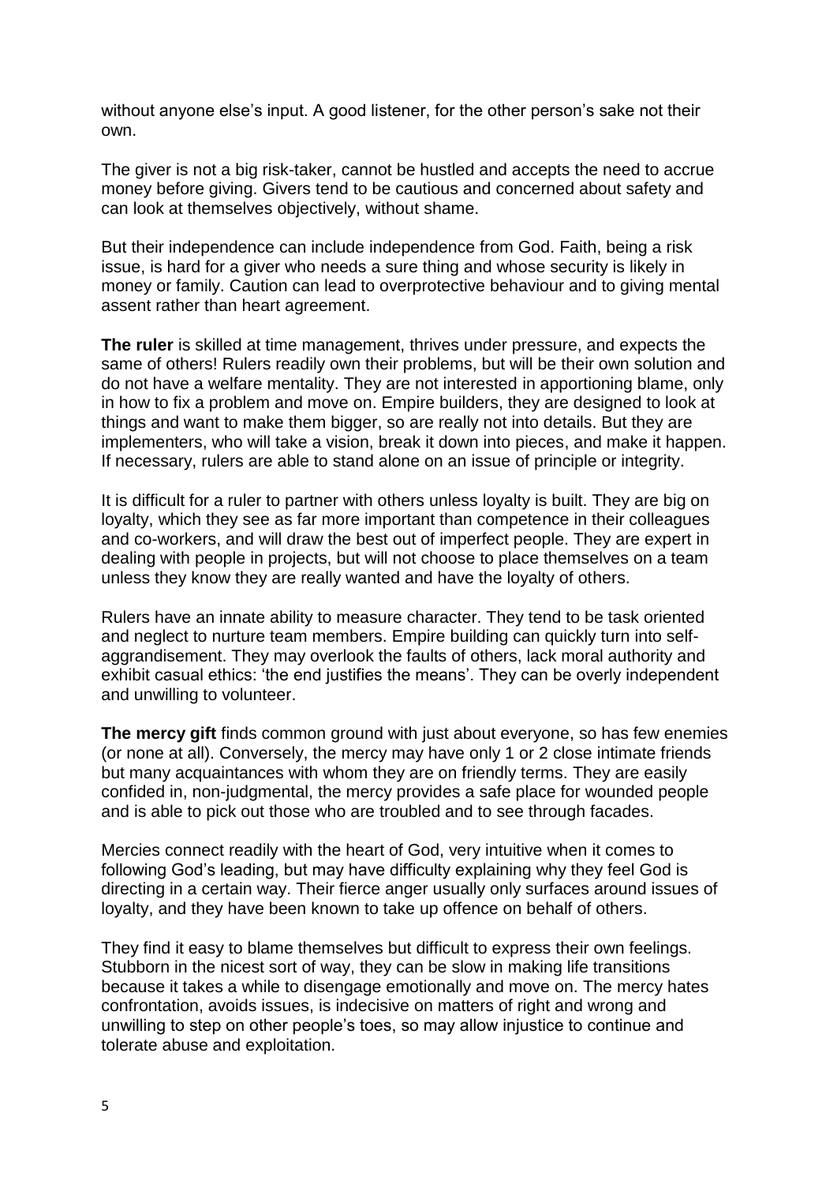without anyone else's input. A good listener, for the other person's sake not their own.

The giver is not a big risk-taker, cannot be hustled and accepts the need to accrue money before giving. Givers tend to be cautious and concerned about safety and can look at themselves objectively, without shame.

But their independence can include independence from God. Faith, being a risk issue, is hard for a giver who needs a sure thing and whose security is likely in money or family. Caution can lead to overprotective behaviour and to giving mental assent rather than heart agreement.

**The ruler** is skilled at time management, thrives under pressure, and expects the same of others! Rulers readily own their problems, but will be their own solution and do not have a welfare mentality. They are not interested in apportioning blame, only in how to fix a problem and move on. Empire builders, they are designed to look at things and want to make them bigger, so are really not into details. But they are implementers, who will take a vision, break it down into pieces, and make it happen. If necessary, rulers are able to stand alone on an issue of principle or integrity.

It is difficult for a ruler to partner with others unless loyalty is built. They are big on loyalty, which they see as far more important than competence in their colleagues and co-workers, and will draw the best out of imperfect people. They are expert in dealing with people in projects, but will not choose to place themselves on a team unless they know they are really wanted and have the loyalty of others.

Rulers have an innate ability to measure character. They tend to be task oriented and neglect to nurture team members. Empire building can quickly turn into self-aggrandisement. They may overlook the faults of others, lack moral authority and exhibit casual ethics: 'the end justifies the means'. They can be overly independent and unwilling to volunteer.

**The mercy gift** finds common ground with just about everyone, so has few enemies (or none at all). Conversely, the mercy may have only 1 or 2 close intimate friends but many acquaintances with whom they are on friendly terms. They are easily confided in, non-judgmental, the mercy provides a safe place for wounded people and is able to pick out those who are troubled and to see through facades.

Mercies connect readily with the heart of God, very intuitive when it comes to following God's leading, but may have difficulty explaining why they feel God is directing in a certain way. Their fierce anger usually only surfaces around issues of loyalty, and they have been known to take up offence on behalf of others.

They find it easy to blame themselves but difficult to express their own feelings. Stubborn in the nicest sort of way, they can be slow in making life transitions because it takes a while to disengage emotionally and move on. The mercy hates confrontation, avoids issues, is indecisive on matters of right and wrong and unwilling to step on other people's toes, so may allow injustice to continue and tolerate abuse and exploitation.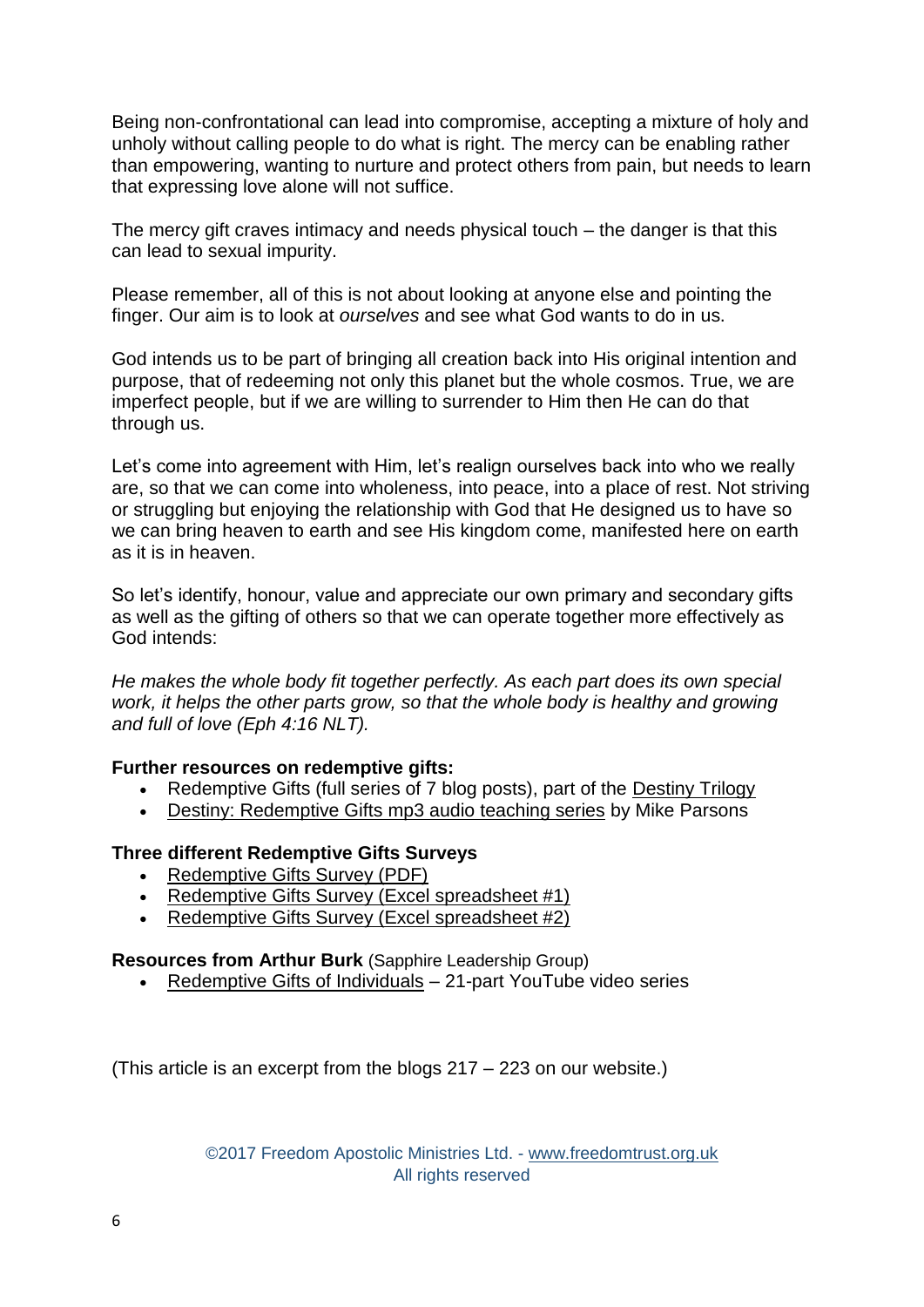Being non-confrontational can lead into compromise, accepting a mixture of holy and unholy without calling people to do what is right. The mercy can be enabling rather than empowering, wanting to nurture and protect others from pain, but needs to learn that expressing love alone will not suffice.

The mercy gift craves intimacy and needs physical touch – the danger is that this can lead to sexual impurity.

Please remember, all of this is not about looking at anyone else and pointing the finger. Our aim is to look at *ourselves* and see what God wants to do in us.

God intends us to be part of bringing all creation back into His original intention and purpose, that of redeeming not only this planet but the whole cosmos. True, we are imperfect people, but if we are willing to surrender to Him then He can do that through us.

Let's come into agreement with Him, let's realign ourselves back into who we really are, so that we can come into wholeness, into peace, into a place of rest. Not striving or struggling but enjoying the relationship with God that He designed us to have so we can bring heaven to earth and see His kingdom come, manifested here on earth as it is in heaven.

So let's identify, honour, value and appreciate our own primary and secondary gifts as well as the gifting of others so that we can operate together more effectively as God intends:

*He makes the whole body fit together perfectly. As each part does its own special work, it helps the other parts grow, so that the whole body is healthy and growing and full of love (Eph 4:16 NLT).*

**Further resources on redemptive gifts:**

- Redemptive Gifts (full series of 7 blog posts), part of the Destiny Trilogy
- Destiny: Redemptive Gifts mp3 audio teaching series by Mike Parsons

**Three different Redemptive Gifts Surveys**

- Redemptive Gifts Survey (PDF)
- Redemptive Gifts Survey (Excel spreadsheet #1)
- Redemptive Gifts Survey (Excel spreadsheet #2)

**Resources from Arthur Burk** (Sapphire Leadership Group)

- Redemptive Gifts of Individuals – 21-part YouTube video series

(This article is an excerpt from the blogs 217 – 223 on our website.)

©2017 Freedom Apostolic Ministries Ltd. - www.freedomtrust.org.uk
All rights reserved